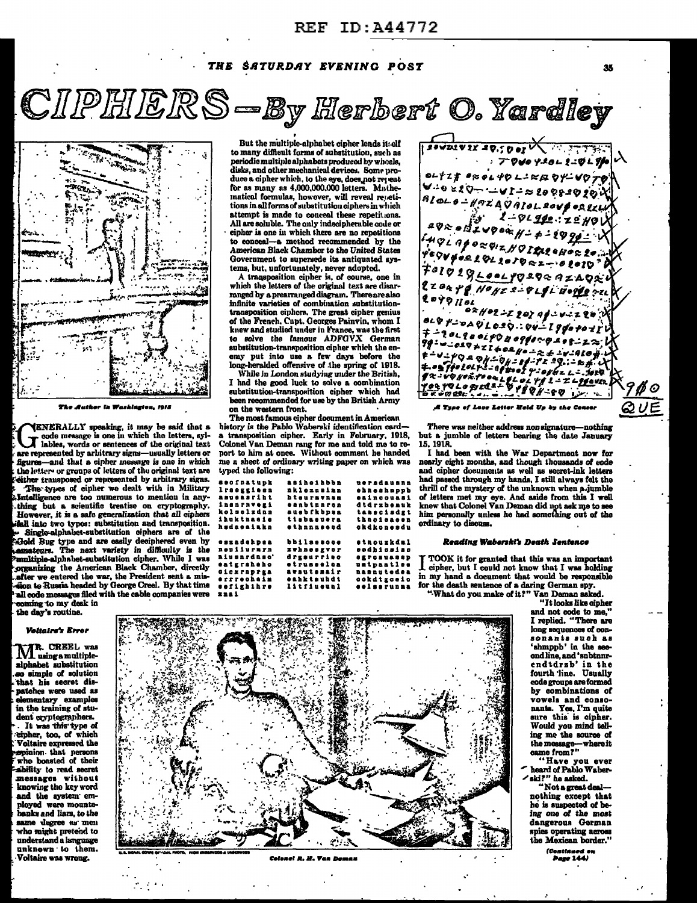# CIPHERS—By Herbert O. Yardley

*The Author in Washington, 1918*

GENERALLY speaking, it may be said that a code message is one in which the letters, syllables, words or sentences of the original text are represented by arbitrary signs—usually letters or figures—and that a cipher message is one in which the letters or groups of letters of the original text are either transposed or represented by arbitrary signs.

The types of cipher we dealt with in Military Intelligence are too numerous to mention in anything but a scientific treatise on cryptography. However, it is a safe generalization that all ciphers fall into two types: substitution and transposition. Single-alphabet-substitution ciphers are of the Gold Bug type and are easily deciphered even by amateurs. The next variety in difficulty is the multiple-alphabet-substitution cipher. While I was organizing the American Black Chamber, directly after we entered the war, the President sent a mission to Russia headed by George Creel. By that time all code messages filed with the cable companies were coming to my desk in the day's routine.

### Voltaire's Error

MR. CREEL was using a multiple-alphabet substitution so simple of solution that his secret dispatches were used as elementary examples in the training of student cryptographers.

It was this type of cipher, too, of which Voltaire expressed the opinion that persons who boasted of their ability to read secret messages without knowing the key word and the system employed were mountebanks and liars, to the same degree as men who might pretend to understand a language unknown to them. Voltaire was wrong.

But the multiple-alphabet cipher lends itself to many difficult forms of substitution, such as periodic multiple alphabets produced by wheels, disks, and other mechanical devices. Some produce a cipher which, to the eye, does not repeat for as many as 4,000,000,000 letters. Mathematical formulas, however, will reveal repetitions in all forms of substitution ciphers in which attempt is made to conceal these repetitions. All are soluble. The only indecipherable code or cipher is one in which there are no repetitions to conceal—a method recommended by the American Black Chamber to the United States Government to supersede its antiquated systems, but, unfortunately, never adopted.

A transposition cipher is, of course, one in which the letters of the original text are disarranged by a prearranged diagram. There are also infinite varieties of combination substitution-transposition ciphers. The great cipher genius of the French, Capt. Georges Painvin, whom I knew and studied under in France, was the first to solve the famous ADFGVX German substitution-transposition cipher which the enemy put into use a few days before the long-heralded offensive of the spring of 1918.

While in London studying under the British, I had the good luck to solve a combination substitution-transposition cipher which had been recommended for use by the British Army on the western front.

The most famous cipher document in American history is the Pablo Waberski identification card—a transposition cipher. Early in February, 1918, Colonel Van Deman rang for me and told me to report to him at once. Without comment he handed me a sheet of ordinary writing paper on which was typed the following:

```
seofnatupk    asiheihbbn    uersdausnn
lrseggiesn    nkleznsimn    ehneshmppb
asueasriht    hteurmvnsm    eaincouasi
insnrnvegi    esnbtnnrcn    dtdrzbemuk
kolsenlzdns   auebfkbpsa    tasecisdgt
ihuktnaeie    tiebaeuera    thnoieaeen
hsdaeaiakn    ethnnneecd    ckdkonesdu

eszadehpea    bbilaeooce    etnouzkdml
neuiiurnrn    zwhneegvcr    eodhicsiac
niusnrdnso    drgsurriec    egrcsuaasp
eatgrsheho    etruseelca    umtpaatlee
cicrrsprgs    aeuuteenair   nanuuteoes
errrecheim    eahktmuhdt    oekdtgceio
eefighihre    litfiueunl    eelserunma
znai
```

*A Type of Love Letter Held Up by the Censor*

There was neither address nor signature—nothing but a jumble of letters bearing the date January 15, 1918.

I had been with the War Department now for nearly eight months, and though thousands of code and cipher documents as well as secret-ink letters had passed through my hands, I still always felt the thrill of the mystery of the unknown when a jumble of letters met my eye. And aside from this I well knew that Colonel Van Deman did not ask me to see him personally unless he had something out of the ordinary to discuss.

### Reading Waberski's Death Sentence

I TOOK it for granted that this was an important cipher, but I could not know that I was holding in my hand a document that would be responsible for the death sentence of a daring German spy.

"What do you make of it?" Van Deman asked.

"It looks like cipher and not code to me," I replied. "There are long sequences of consonants such as 'shmppb' in the second line, and 'sbtnnrcndtdrzb' in the fourth line. Usually code groups are formed by combinations of vowels and consonants. Yes, I'm quite sure this is cipher. Would you mind telling me the source of the message—where it came from?"

"Have you ever heard of Pablo Waberski?" he asked.

"Not a great deal—nothing except that he is suspected of being one of the most dangerous German spies operating across the Mexican border."

*(Continued on Page 144)*

*Colonel R. H. Van Deman*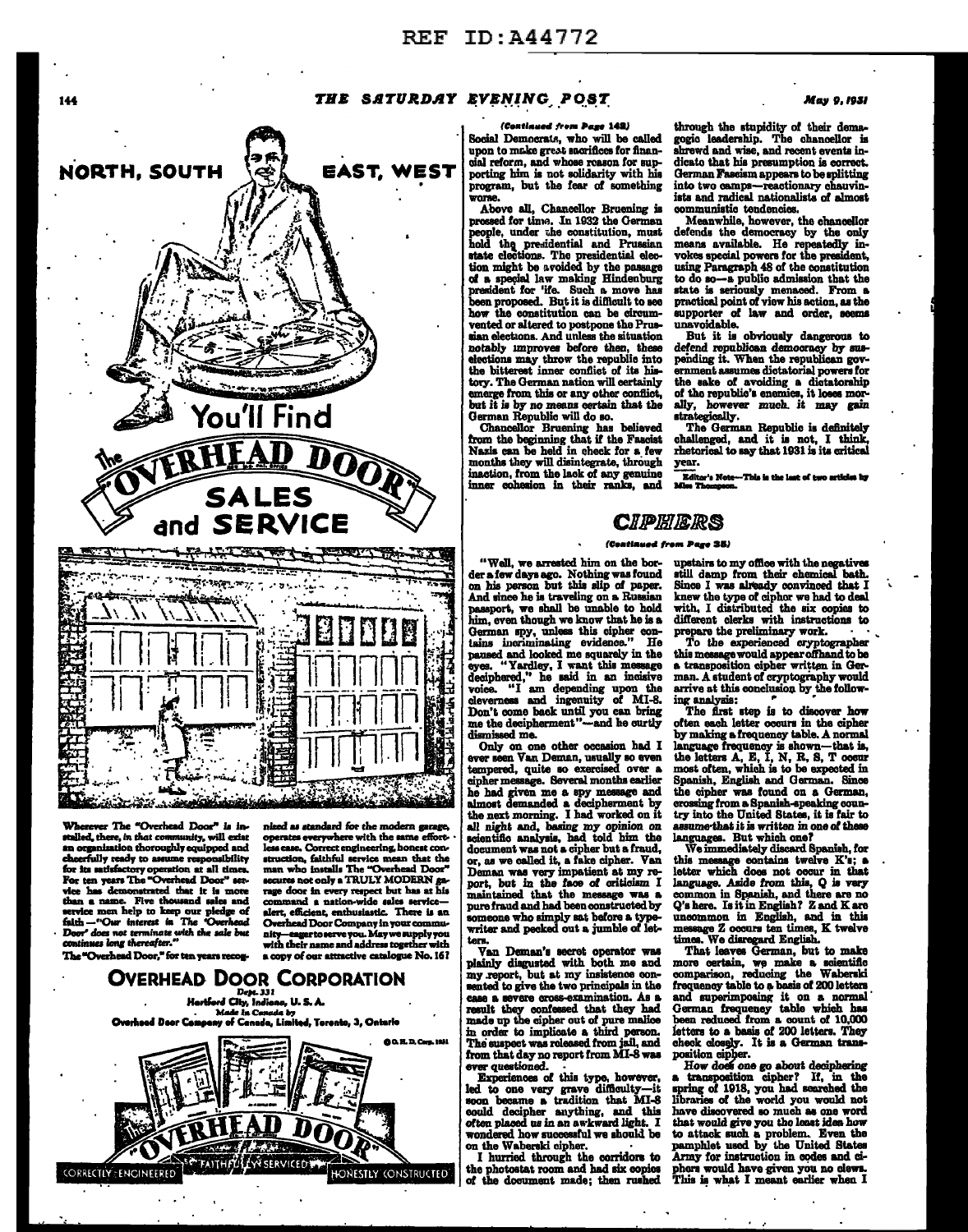REF ID:A44772

## NORTH, SOUTH EAST, WEST

## You'll Find The "OVERHEAD DOOR" SALES and SERVICE

Wherever The "Overhead Door" is installed, there, *in that community*, will exist an organization thoroughly equipped and cheerfully ready to assume responsibility for its satisfactory operation at all times. For ten years The "Overhead Door" service has demonstrated that it is more than a name. Five thousand sales and service men help to keep our pledge of faith—*"Our interest in The 'Overhead Door' does not terminate with the sale but continues long thereafter."*

The "Overhead Door," for ten years recognized *as standard for the modern garage*, operates everywhere with the same effortless ease. Correct engineering, honest construction, faithful service mean that the man who installs The "Overhead Door" secures not only a TRULY MODERN garage door in every respect but has at his command a nation-wide sales service—alert, efficient, enthusiastic. There is an Overhead Door Company in your community—eager to serve you. May we supply you with their name and address together with a copy of our attractive catalogue No. 16?

## OVERHEAD DOOR CORPORATION

Dept. 331
Hartford City, Indiana, U. S. A.
*Made in Canada by*
Overhead Door Company of Canada, Limited, Toronto, 3, Ontario

© O. H. D. Corp. 1931

The "OVERHEAD DOOR"
CORRECTLY ENGINEERED — FAITHFULLY SERVICED — HONESTLY CONSTRUCTED

*(Continued from Page 142)*

Social Democrats, who will be called upon to make great sacrifices for financial reform, and whose reason for supporting him is not solidarity with his program, but the fear of something worse.

Above all, Chancellor Bruening is pressed for time. In 1932 the German people, under the constitution, must hold the presidential and Prussian state elections. The presidential election might be avoided by the passage of a special law making Hindenburg president for life. Such a move has been proposed. But it is difficult to see how the constitution can be circumvented or altered to postpone the Prussian elections. And unless the situation notably improves before then, these elections may throw the republic into the bitterest inner conflict of its history. The German nation will certainly emerge from this or any other conflict, but it is by no means certain that the German Republic will do so.

Chancellor Bruening has believed from the beginning that if the Fascist Nazis can be held in check for a few months they will disintegrate, through inaction, from the lack of any genuine inner cohesion in their ranks, and through the stupidity of their demagogic leadership. The chancellor is shrewd and wise, and recent events indicate that his presumption is correct. German Fascism appears to be splitting into two camps—reactionary chauvinists and radical nationalists of almost communistic tendencies.

Meanwhile, however, the chancellor defends the democracy by the only means available. He repeatedly invokes special powers for the president, using Paragraph 48 of the constitution to do so—a public admission that the state is seriously menaced. From a practical point of view his action, as the supporter of law and order, seems unavoidable.

But it is obviously dangerous to defend republican democracy by suspending it. When the republican government assumes dictatorial powers for the sake of avoiding a dictatorship of the republic's enemies, it loses morally, however much it may gain strategically.

The German Republic is definitely challenged, and it is not, I think, rhetorical to say that 1931 is its critical year.

*Editor's Note—This is the last of two articles by Miss Thompson.*

## CIPHERS

*(Continued from Page 35)*

"Well, we arrested him on the border a few days ago. Nothing was found on his person but this slip of paper. And since he is traveling on a Russian passport, we shall be unable to hold him, even though we know that he is a German spy, unless this cipher contains incriminating evidence." He paused and looked me squarely in the eyes. "Yardley, I want this message deciphered," he said in an incisive voice. "I am depending upon the cleverness and ingenuity of MI-8. Don't come back until you can bring me the decipherment"—and he curtly dismissed me.

Only on one other occasion had I ever seen Van Deman, usually so even tempered, quite so exercised over a cipher message. Several months earlier he had given me a spy message and almost demanded a decipherment by the next morning. I had worked on it all night and, basing my opinion on scientific analysis, had told him the document was not a cipher but a fraud, or, as we called it, a fake cipher. Van Deman was very impatient at my report, but in the face of criticism I maintained that the message was a pure fraud and had been constructed by someone who simply sat before a typewriter and pecked out a jumble of letters.

Van Deman's secret operator was plainly disgusted with both me and my report, but at my insistence consented to give the two principals in the case a severe cross-examination. As a result they confessed that they had made up the cipher out of pure malice in order to implicate a third person. The suspect was released from jail, and from that day no report from MI-8 was ever questioned.

Experiences of this type, however, led to one very grave difficulty—it soon became a tradition that MI-8 could decipher anything, and this often placed us in an awkward light. I wondered how successful we should be on the Waberski cipher.

I hurried through the corridors to the photostat room and had six copies of the document made; then rushed upstairs to my office with the negatives still damp from their chemical bath. Since I was already convinced that I knew the type of cipher we had to deal with, I distributed the six copies to different clerks with instructions to prepare the preliminary work.

To the experienced cryptographer this message would appear offhand to be a transposition cipher written in German. A student of cryptography would arrive at this conclusion by the following analysis:

The first step is to discover how often each letter occurs in the cipher by making a frequency table. A normal language frequency is shown—that is, the letters A, E, I, N, R, S, T occur most often, which is to be expected in Spanish, English and German. Since the cipher was found on a German, crossing from a Spanish-speaking country into the United States, it is fair to assume that it is written in one of these languages. But which one?

We immediately discard Spanish, for this message contains twelve K's; a letter which does not occur in that language. Aside from this, Q is very common in Spanish, and there are no Q's here. Is it in English? Z and K are uncommon in English, and in this message Z occurs ten times, K twelve times. We disregard English.

That leaves German, but to make more certain, we make a scientific comparison, reducing the Waberski frequency table to a basis of 200 letters and superimposing it on a normal German frequency table which has been reduced from a count of 10,000 letters to a basis of 200 letters. They check closely. It is a German transposition cipher.

How does one go about deciphering a transposition cipher? If, in the spring of 1918, you had searched the libraries of the world you would not have discovered so much as one word that would give you the least idea how to attack such a problem. Even the pamphlet used by the United States Army for instruction in codes and ciphers would have given you no clews. This is what I meant earlier when I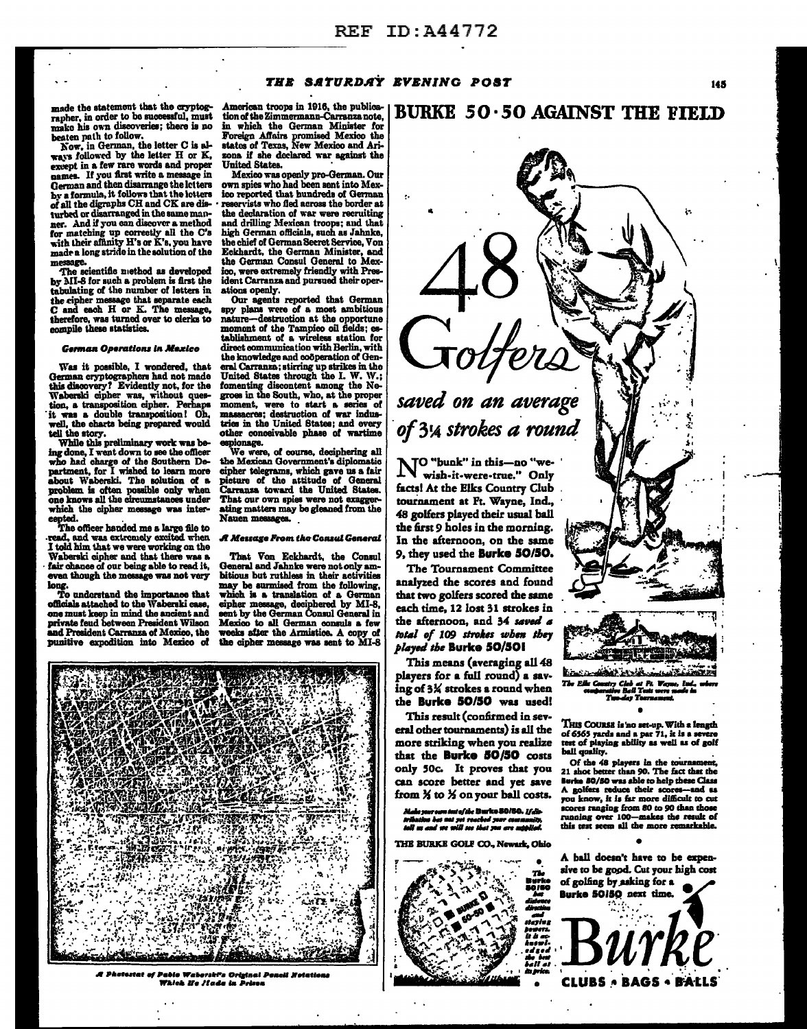made the statement that the cryptographer, in order to be successful, must make his own discoveries; there is no beaten path to follow.

Now, in German, the letter C is always followed by the letter H or K, except in a few rare words and proper names. If you first write a message in German and then disarrange the letters by a formula, it follows that the letters of all the digraphs CH and CK are disturbed or disarranged in the same manner. And if you can discover a method for matching up correctly all the C's with their affinity H's or K's, you have made a long stride in the solution of the message.

The scientific method as developed by MI-8 for such a problem is first the tabulating of the number of letters in the cipher message that separate each C and each H or K. The message, therefore, was turned over to clerks to compile these statistics.

#### German Operations in Mexico

Was it possible, I wondered, that German cryptographers had not made this discovery? Evidently not, for the Waberski cipher was, without question, a transposition cipher. Perhaps it was a double transposition! Oh, well, the charts being prepared would tell the story.

While this preliminary work was being done, I went down to see the officer who had charge of the Southern Department, for I wished to learn more about Waberski. The solution of a problem is often possible only when one knows all the circumstances under which the cipher message was intercepted.

The officer handed me a large file to read, and was extremely excited when I told him that we were working on the Waberski cipher and that there was a fair chance of our being able to read it, even though the message was not very long.

To understand the importance that officials attached to the Waberski case, one must keep in mind the ancient and private feud between President Wilson and President Carranza of Mexico, the punitive expedition into Mexico of American troops in 1916, the publication of the Zimmermann-Carranza note, in which the German Minister for Foreign Affairs promised Mexico the states of Texas, New Mexico and Arizona if she declared war against the United States.

Mexico was openly pro-German. Our own spies who had been sent into Mexico reported that hundreds of German reservists who fled across the border at the declaration of war were recruiting and drilling Mexican troops; and that high German officials, such as Jahnke, the chief of German Secret Service, Von Eckhardt, the German Minister, and the German Consul General to Mexico, were extremely friendly with President Carranza and pursued their operations openly.

Our agents reported that German spy plans were of a most ambitious nature—destruction at the opportune moment of the Tampico oil fields; establishment of a wireless station for direct communication with Berlin, with the knowledge and coöperation of General Carranza; stirring up strikes in the United States through the I. W. W.; fomenting discontent among the Negroes in the South, who, at the proper moment, were to start a series of massacres; destruction of war industries in the United States; and every other conceivable phase of wartime espionage.

We were, of course, deciphering all the Mexican Government's diplomatic cipher telegrams, which gave us a fair picture of the attitude of General Carranza toward the United States. That our own spies were not exaggerating matters may be gleaned from the Nauen messages.

#### A Message From the Consul General

That Von Eckhardt, the Consul General and Jahnke were not only ambitious but ruthless in their activities may be surmised from the following, which is a translation of a German cipher message, deciphered by MI-8, sent by the German Consul General in Mexico to all German consuls a few weeks after the Armistice. A copy of the cipher message was sent to MI-8

*A Photostat of Pablo Waberski's Original Pencil Notations Which He Made in Prison*

# BURKE 50·50 AGAINST THE FIELD

## 48 Golfers saved on an average of 3¼ strokes a round

NO "bunk" in this—no "we-wish-it-were-true." Only facts! At the Elks Country Club tournament at Ft. Wayne, Ind., 48 golfers played their usual ball the first 9 holes in the morning. In the afternoon, on the same 9, they used the **Burke 50/50**.

The Tournament Committee analyzed the scores and found that two golfers scored the same each time, 12 lost 31 strokes in the afternoon, and 34 *saved a total of 109 strokes when they played the* **Burke 50/50!**

This means (averaging all 48 players for a full round) a saving of 3¼ strokes a round when the **Burke 50/50** was used!

This result (confirmed in several other tournaments) is all the more striking when you realize that the **Burke 50/50** costs only 50c. It proves that you can score better and yet save from ⅓ to ½ on your ball costs.

*Make your own test of the Burke 50/50. If distribution has not yet reached your community, tell us and we will see that you are supplied.*

THE BURKE GOLF CO., Newark, Ohio

*The Burke 50/50 has distance direction and staying powers. It is acknowledged the best ball at its price.*

*The Elks Country Club at Ft. Wayne, Ind., where comparative Ball Tests were made in Two-day Tournament.*

THIS COURSE is no set-up. With a length of 6565 yards and a par 71, it is a severe test of playing ability as well as of golf ball quality.

Of the 48 players in the tournament, 21 shot better than 90. The fact that the Burke 50/50 was able to help these Class A golfers reduce their scores—and as you know, it is far more difficult to cut scores ranging from 80 to 90 than those running over 100—makes the result of this test seem all the more remarkable.

A ball doesn't have to be expensive to be good. Cut your high cost of golfing by asking for a **Burke 50/50** next time.

**Burke**

**CLUBS • BAGS • BALLS**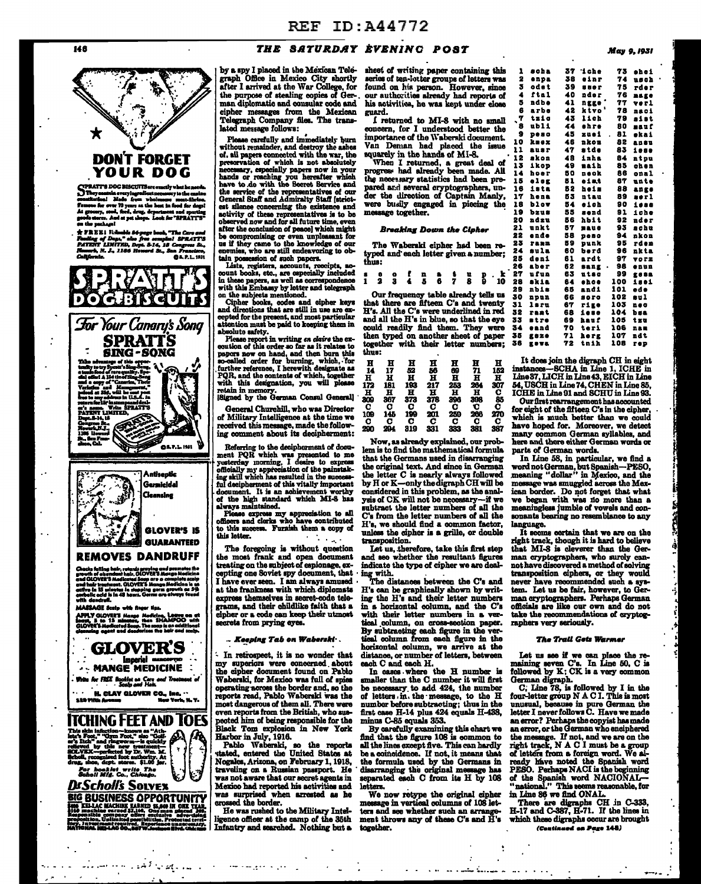by a spy I placed in the Mexican Telegraph Office in Mexico City shortly after I arrived at the War College, for the purpose of stealing copies of German diplomatic and consular code and cipher messages from the Mexican Telegraph Company files. The translated message follows:

Please carefully and immediately burn without remainder, and destroy the ashes of, all papers connected with the war, the preservation of which is not absolutely necessary, especially papers now in your hands or reaching you hereafter which have to do with the Secret Service and the service of the representatives of our General Staff and Admiralty Staff [strictest silence concerning the existence and activity of these representatives is to be observed now and for all future time, even after the conclusion of peace] which might be compromising or even unpleasant for us if they came to the knowledge of our enemies, who are still endeavoring to obtain possession of such papers.

Lists, registers, accounts, receipts, account books, etc., are especially included in these papers, as well as correspondence with this Embassy by letter and telegraph on the subjects mentioned.

Cipher books, codes and cipher keys and directions that are still in use are excepted for the present, and most particular attention must be paid to keeping them in absolute safety.

Please report in writing *en claire* the execution of this order so far as it relates to papers now on hand, and then burn this so-called order for burning, which, for further reference, I herewith designate as PQR, and the contents of which, together with this designation, you will please retain in memory.

[Signed by the German Consul General]

General Churchill, who was Director of Military Intelligence at the time we received this message, made the following comment about its decipherment:

Referring to the decipherment of document PQR which was presented to me yesterday morning, I desire to express officially my appreciation of the painstaking skill which has resulted in the successful decipherment of this vitally important document. It is an achievement worthy of the high standard which MI-8 has always maintained.

Please express my appreciation to all officers and clerks who have contributed to this success. Furnish them a copy of this letter.

The foregoing is without question the most frank and open document treating on the subject of espionage, excepting one Soviet spy document, that I have ever seen. I am always amused at the frankness with which diplomats express themselves in secret-code telegrams, and their childlike faith that a cipher or a code can keep their utmost secrets from prying eyes.

### Keeping Tab on Waberski

In retrospect, it is no wonder that my superiors were concerned about the cipher document found on Pablo Waberski, for Mexico was full of spies operating across the border and, so the reports read, Pablo Waberski was the most dangerous of them all. There were even reports from the British, who suspected him of being responsible for the Black Tom explosion in New York Harbor in July, 1916.

Pablo Waberski, so the reports stated, entered the United States at Nogales, Arizona, on February 1, 1918, traveling on a Russian passport. He was not aware that our secret agents in Mexico had reported his activities and was surprised when arrested as he crossed the border.

He was rushed to the Military Intelligence officer at the camp of the 35th Infantry and searched. Nothing but a sheet of writing paper containing this series of ten-letter groups of letters was found on his person. However, since our authorities already had reports of his activities, he was kept under close guard.

I returned to MI-8 with no small concern, for I understood better the importance of the Waberski document. Van Deman had placed the issue squarely in the hands of MI-8.

When I returned, a great deal of progress had already been made. All the necessary statistics had been prepared and several cryptographers, under the direction of Captain Manly, were busily engaged in piecing the message together.

### Breaking Down the Cipher

The Waberski cipher had been retyped and each letter given a number; thus:

| s | e | f | n | a | t | u | p | . | k |
|---|---|---|---|---|---|---|---|---|---|
| 1 | 2 | 3 | 4 | 5 | 6 | 7 | 8 | 9 | 10 |

Our frequency table already tells us that there are fifteen C's and twenty H's. All the C's were underlined in red and all the H's in blue, so that the eye could readily find them. They were then typed on another sheet of paper together with their letter numbers; thus:

| H | H | H | H | H | H | H |
|---|---|---|---|---|---|---|
| 14 | 17 | 52 | 56 | 69 | 71 | 152 |
| H | H | H | H | H | H | H |
| 172 | 181 | 193 | 217 | 253 | 264 | 307 |
| H | H | H | H | H | H | C |
| 309 | 367 | 373 | 378 | 396 | 398 | 85 |
| C | C | C | C | C | C | C |
| 109 | 145 | 199 | 201 | 250 | 266 | 270 |
| C | C | C | C | C | C | C |
| 290 | 294 | 319 | 331 | 333 | 381 | 387 |

Now, as already explained, our problem is to find the mathematical formula that the Germans used in disarranging the original text. And since in German the letter C is nearly always followed by H or K—only the digraph CH will be considered in this problem, as the analysis of CK will not be necessary—if we subtract the letter numbers of all the C's from the letter numbers of all the H's, we should find a common factor, unless the cipher is a grille, or double transposition.

Let us, therefore, take this first step and see whether the resultant figures indicate the type of cipher we are dealing with.

The distances between the C's and H's can be graphically shown by writing the H's and their letter numbers in a horizontal column, and the C's with their letter numbers in a vertical column, on cross-section paper. By subtracting each figure in the vertical column from each figure in the horizontal column, we arrive at the distance, or number of letters, between each C and each H.

In cases where the H number is smaller than the C number it will first be necessary to add 424, the number of letters in the message, to the H number before subtracting; thus in the first case H-14 plus 424 equals H-438, minus C-85 equals 353.

By carefully examining this chart we find that the figure 108 is common to all the lines except five. This can hardly be a coincidence. If not, it means that the formula used by the Germans in disarranging the original message has separated each C from its H by 108 letters.

We now retype the original cipher message in vertical columns of 108 letters and see whether such an arrangement throws any of these C's and H's together.

| | | | | | |
|---|---|---|---|---|---|
| 1 | scha | 37 | iche | 73 | ehei |
| 2 | enpa | 38 | einr | 74 | usch |
| 3 | odet | 39 | aser | 75 | rder |
| 4 | ftal | 40 | nder | 76 | aage |
| 5 | ndbe | 41 | ngge | 77 | verl |
| 6 | arbe | 42 | ktvo | 78 | naci |
| 7 | tzio | 43 | lich | 79 | sist |
| 8 | ubli | 44 | ehre | 80 | sauf |
| 9 | peso | 45 | zuei | 81 | ekai |
| 10 | kaex | 46 | nkon | 82 | ansu |
| 11 | ausr | 47 | stde | 83 | iese |
| 12 | akon | 48 | inha | 84 | atpu |
| 13 | ikop | 49 | maih | 85 | chen |
| 14 | hoer | 50 | neck | 86 | onal |
| 15 | eleg | 51 | eiat | 87 | unte |
| 16 | ista | 52 | heis | 88 | ange |
| 17 | hena | 53 | ntau | 89 | eerl |
| 18 | blov | 54 | eich | 90 | iese |
| 19 | bzus | 55 | aend | 91 | iche |
| 20 | ndzu | 56 | hbit | 92 | nder |
| 21 | unkt | 57 | maue | 93 | schu |
| 22 | ende | 58 | peso | 94 | nkon |
| 23 | raam | 59 | punk | 95 | rden |
| 24 | sula | 60 | berd | 96 | nkta |
| 25 | deni | 61 | ardt | 97 | vorz |
| 26 | aber | 62 | aang | 98 | enun |
| 27 | ufun | 63 | utsc | 99 | gesa |
| 28 | akia | 64 | ehoe | 100 | isei |
| 29 | nbis | 65 | andi | 101 | ede |
| 30 | npun | 66 | soro | 102 | eul |
| 31 | lsru | 67 | rigo | 103 | neo |
| 32 | raat | 68 | iese | 104 | bsa |
| 33 | atre | 69 | hauf | 105 | tzu |
| 34 | eand | 70 | teri | 106 | nam |
| 35 | geze | 71 | herg | 107 | ndt |
| 36 | gewa | 72 | tnih | 108 | rep |

It does join the digraph CH in eight instances—SCHA in Line 1, ICHE in Line 37, LICH in Line 43, EICH in Line 54, USCH in Line 74, CHEN in Line 85, ICHE in Line 91 and SCHU in Line 93.

Our first rearrangement has accounted for eight of the fifteen C's in the cipher, which is much better than we could have hoped for. Moreover, we detect many common German syllables, and here and there either German words or parts of German words.

In Line 58, in particular, we find a word not German, but Spanish—PESO, meaning "dollar" in Mexico, and the message was smuggled across the Mexican border. Do not forget that what we began with was no more than a meaningless jumble of vowels and consonants bearing no resemblance to any language.

It seems certain that we are on the right track, though it is hard to believe that MI-8 is cleverer than the German cryptographers, who surely cannot have discovered a method of solving transposition ciphers, or they would never have recommended such a system. Let us be fair, however, to German cryptographers. Perhaps German officials are like our own and do not take the recommendations of cryptographers very seriously.

### The Trail Gets Warmer

Let us see if we can place the remaining seven C's. In Line 50, C is followed by K; CK is a very common German digraph.

C; Line 78, is followed by I in the four-letter group N A C I. This is most unusual, because in pure German the letter I never follows C. Have we made an error? Perhaps the copyist has made an error, or the German who enciphered the message. If not, and we are on the right track, N A C I must be a group of letters from a foreign word. We already have noted the Spanish word PESO. Perhaps NACI is the beginning of the Spanish word NACIONAL—"national." This seems reasonable, for in Line 86 we find ONAL.

There are digraphs CH in C-333, H-17 and C-387, H-71. If the lines in which these digraphs occur are brought

*(Continued on Page 148)*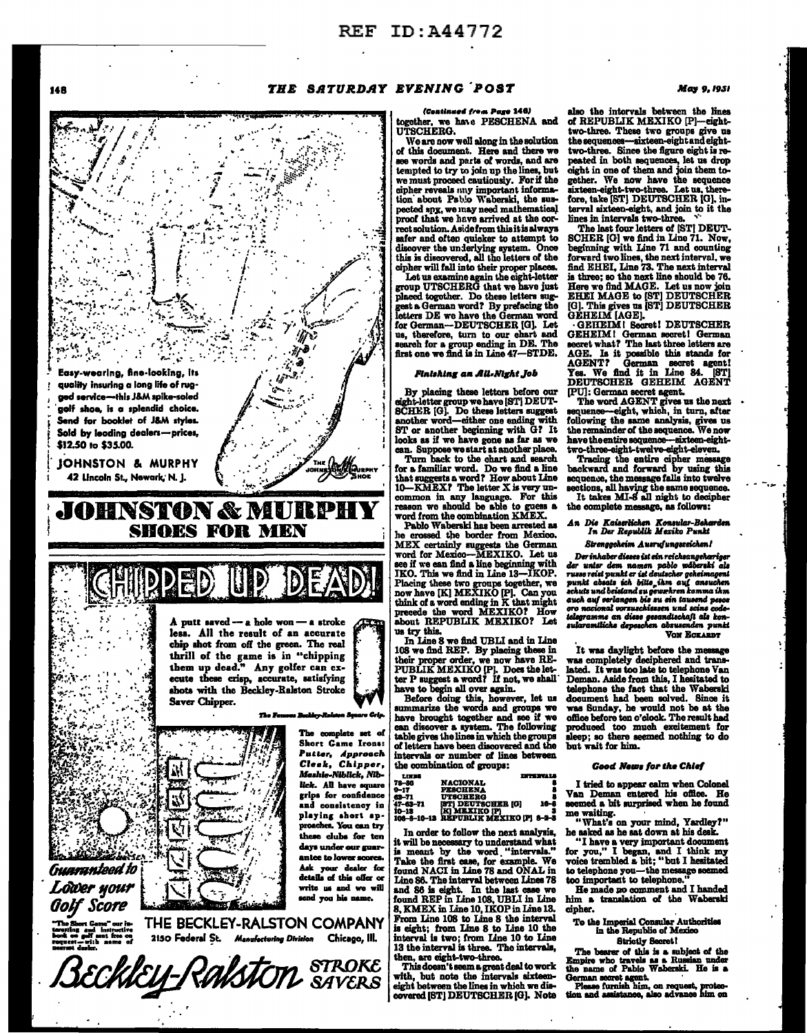REF ID:A44772

*(Continued from Page 146)*

together, we have PESCHENA and UTSCHERG.

We are now well along in the solution of this document. Here and there we see words and parts of words, and are tempted to try to join up the lines, but we must proceed cautiously. For if the cipher reveals any important information about Pablo Waberski, the suspected spy, we may need mathematical proof that we have arrived at the correct solution. Aside from this it is always safer and often quicker to attempt to discover the underlying system. Once this is discovered, all the letters of the cipher will fall into their proper places.

Let us examine again the eight-letter group UTSCHERG that we have just placed together. Do these letters suggest a German word? By prefacing the letters DE we have the German word for German—DEUTSCHER [G]. Let us, therefore, turn to our chart and search for a group ending in DE. The first one we find is in Line 47—STDE.

### Finishing an All-Night Job

By placing these letters before our eight-letter group we have [ST] DEUTSCHER [G]. Do these letters suggest another word—either one ending with ST or another beginning with G? It looks as if we have gone as far as we can. Suppose we start at another place.

Turn back to the chart and search for a familiar word. Do we find a line that suggests a word? How about Line 10—KMEX? The letter X is very uncommon in any language. For this reason we should be able to guess a word from the combination KMEX.

Pablo Waberski has been arrested as he crossed the border from Mexico. MEX certainly suggests the German word for Mexico—MEXIKO. Let us see if we can find a line beginning with IKO. This we find in Line 13—IKOP. Placing these two groups together, we now have [K] MEXIKO [P]. Can you think of a word ending in K that might precede the word MEXIKO? How about REPUBLIK MEXIKO? Let us try this.

In Line 8 we find UBLI and in Line 108 we find REP. By placing these in their proper order, we now have REPUBLIK MEXIKO [P]. Does the letter P suggest a word? If not, we shall have to begin all over again.

Before doing this, however, let us summarize the words and groups we have brought together and see if we can discover a system. The following table gives the lines in which the groups of letters have been discovered and the intervals or number of lines between the combination of groups:

| LINES | | INTERVALS |
|---|---|---|
| 78–86 | NACIONAL | 8 |
| 9–17 | PESCHENA | 8 |
| 63–71 | UTSCHERG | 8 |
| 47–63–71 | [ST] DEUTSCHER [G] | 16–8 |
| 10–13 | [K] MEXIKO [P] | 3 |
| 108–8–10–13 | REPUBLIK MEXIKO [P] | 8–2–3 |

In order to follow the next analysis, it will be necessary to understand what is meant by the word "intervals." Take the first case, for example. We found NACI in Line 78 and ONAL in Line 86. The interval between Lines 78 and 86 is eight. In the last case we found REP in Line 108, UBLI in Line 8, KMEX in Line 10, IKOP in Line 13. From Line 108 to Line 8 the interval is eight; from Line 8 to Line 10 the interval is two; from Line 10 to Line 13 the interval is three. The intervals, then, are eight-two-three.

This doesn't seem a great deal to work with, but note the intervals sixteen-eight between the lines in which we discovered [ST] DEUTSCHER [G]. Note also the intervals between the lines of REPUBLIK MEXIKO [P]—eight-two-three. These two groups give us the sequences—sixteen-eight and eight-two-three. Since the figure eight is repeated in both sequences, let us drop eight in one of them and join them together. We now have the sequence sixteen-eight-two-three. Let us, therefore, take [ST] DEUTSCHER [G], interval sixteen-eight, and join to it the lines in intervals two-three.

The last four letters of [ST] DEUTSCHER [G] we find in Line 71. Now, beginning with Line 71 and counting forward two lines, the next interval, we find EHEI, Line 73. The next interval is three; so the next line should be 76. Here we find MAGE. Let us now join EHEI MAGE to [ST] DEUTSCHER [G]. This gives us [ST] DEUTSCHER GEHEIM [AGE].

GEHEIM! Secret! DEUTSCHER GEHEIM! German secret! German secret what? The last three letters are AGE. Is it possible this stands for AGENT? German secret agent! Yes. We find it in Line 84. [ST] DEUTSCHER GEHEIM AGENT [PU]: German secret agent.

The word AGENT gives us the next sequence—eight, which, in turn, after following the same analysis, gives us the remainder of the sequence. We now have the entire sequence—sixteen-eight-two-three-eight-twelve-eight-eleven.

Tracing the entire cipher message backward and forward by using this sequence, the message falls into twelve sections, all having the same sequence.

It takes MI-8 all night to decipher the complete message, as follows:

***An Die Kaiserlichen Konsular-Behörden In Der Republik Mexiko Punkt***

***Strenggeheim Ausrufungszeichen!***

*Der inhaber dieses ist ein reichsangehöriger der unter dem namen pablo waberski als russe reist punkt er ist deutscher geheimagent punkt absatz ich bitte ihm auf ansuchen schutz und beistand zu gewähren komma ihm auch auf verlangen bis zu ein tausend pesos oro nacional vorzuschiessen und seine codetelegramme an diese gesandtschaft als konsularamtliche depeschen abzusenden punkt*

**Von Eckardt**

It was daylight before the message was completely deciphered and translated. It was too late to telephone Van Deman. Aside from this, I hesitated to telephone the fact that the Waberski document had been solved. Since it was Sunday, he would not be at the office before ten o'clock. The result had produced too much excitement for sleep; so there seemed nothing to do but wait for him.

### Good News for the Chief

I tried to appear calm when Colonel Van Deman entered his office. He seemed a bit surprised when he found me waiting.

"What's on your mind, Yardley?" he asked as he sat down at his desk.

"I have a very important document for you," I began, and I think my voice trembled a bit; "but I hesitated to telephone you—the message seemed too important to telephone."

He made no comment and I handed him a translation of the Waberski cipher.

**To the Imperial Consular Authorities in the Republic of Mexico**

**Strictly Secret!**

The bearer of this is a subject of the Empire who travels as a Russian under the name of Pablo Waberski. He is a German secret agent.

Please furnish him, on request, protection and assistance, also advance him on

---

Easy-wearing, fine-looking, its quality insuring a long life of rugged service—this J&M spike-soled golf shoe, is a splendid choice. Send for booklet of J&M styles. Sold by leading dealers—prices, $12.50 to $35.00.

JOHNSTON & MURPHY
42 Lincoln St., Newark, N. J.

# JOHNSTON & MURPHY SHOES FOR MEN

---

# CHIPPED UP DEAD!

A putt saved — a hole won — a stroke less. All the result of an accurate chip shot from off the green. The real thrill of the game is in "chipping them up dead." Any golfer can execute these crisp, accurate, satisfying shots with the Beckley-Ralston Stroke Saver Chipper.

*The Famous Beckley-Ralston Square Grip.*

The complete set of Short Game Irons: *Putter, Approach Cleek, Chipper, Mashie-Niblick, Niblick.* All have square grips for confidence and consistency in playing short approaches. You can try these clubs for ten days under our guarantee to lower scores. Ask your dealer for details of this offer or write us and we will send you his name.

*Guaranteed to Lower your Golf Score*

"The Short Game" our interesting and instructive book on golf sent free on request—with name of nearest dealer.

THE BECKLEY-RALSTON COMPANY
2150 Federal St. *Manufacturing Division* Chicago, Ill.

*Beckley-Ralston* STROKE SAVERS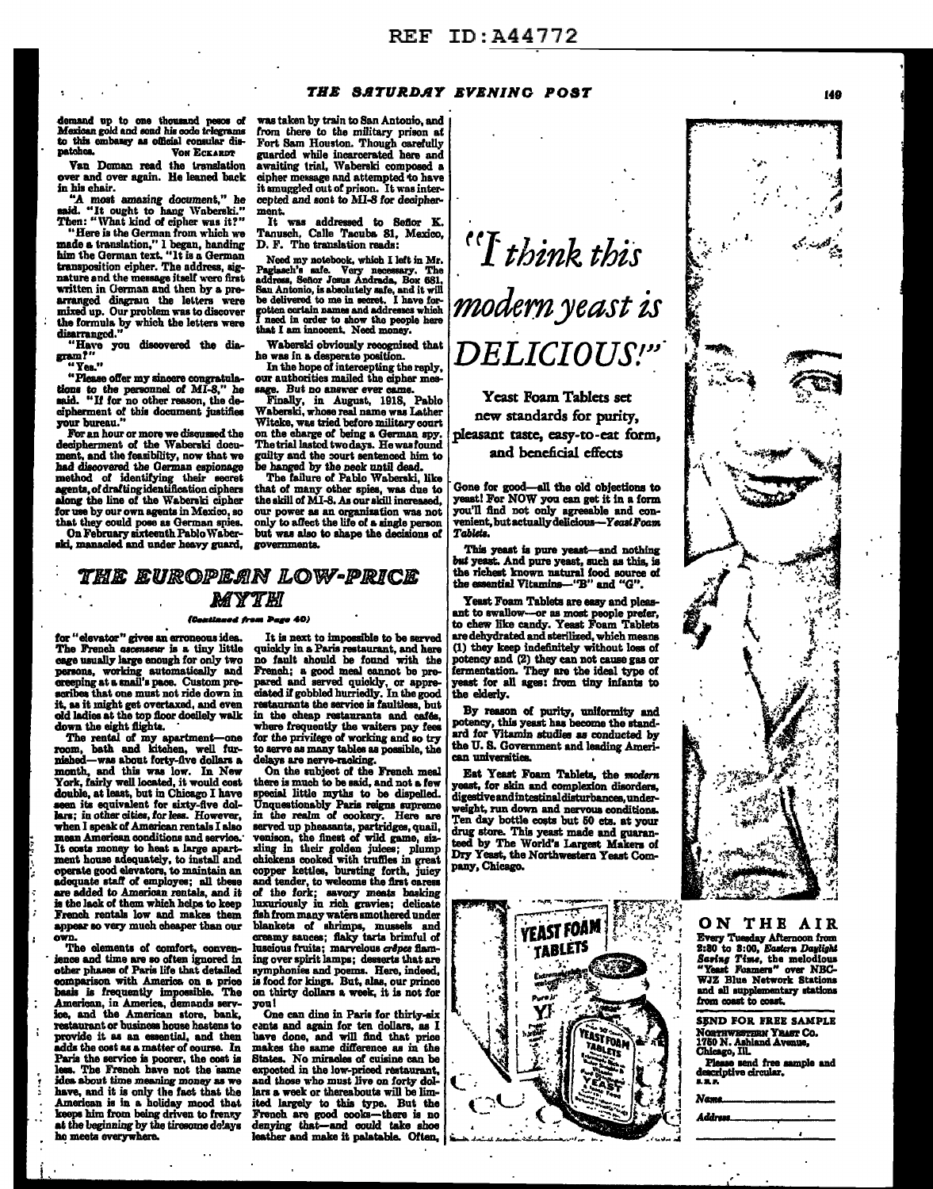demand up to one thousand pesos of Mexican gold and send *his* code telegrams to this embassy as official consular dispatches.

VON ECKARDT

Van Deman read the translation over and over again. He leaned back in his chair.

"A most amazing document," he said. "It ought to hang Waberski." Then: "What kind of cipher was it?"

"Here is the German from which we made a translation," I began, handing him the German text. "It is a German transposition cipher. The address, signature and the message itself were first written in German and then by a prearranged diagram the letters were mixed up. Our problem was to discover the formula by which the letters were disarranged."

"Have you discovered the diagram?"

"Yes."

"Please offer my sincere congratulations to the personnel of MI-8," he said. "If for no other reason, the decipherment of this document justifies your bureau."

For an hour or more we discussed the decipherment of the Waberski document, and the feasibility, now that we had discovered the German espionage method of identifying their secret agents, of drafting identification ciphers along the line of the Waberski cipher for use by our own agents in Mexico, so that they could pose as German spies.

On February sixteenth Pablo Waberski, manacled and under heavy guard, was taken by train to San Antonio, and from there to the military prison at Fort Sam Houston. Though carefully guarded while incarcerated here and awaiting trial, Waberski composed a cipher message and attempted to have it smuggled out of prison. It was intercepted and sent to MI-8 for decipherment.

It was addressed to Señor K. Tanusch, Calle Tacuba 81, Mexico, D. F. The translation reads:

Need my notebook, which I left in Mr. Paglasch's safe. Very necessary. The address, Señor Josus Andrada, Box 681, San Antonio, is absolutely safe, and it will be delivered to me in secret. I have forgotten certain names and addresses which I used in order to show the people here that I am innocent. Need money.

Waberski obviously recognized that he was in a desperate position.

In the hope of intercepting the reply, our authorities mailed the cipher message. But no answer ever came.

Finally, in August, 1918, Pablo Waberski, whose real name was Lather Witzke, was tried before military court on the charge of being a German spy. The trial lasted two days. He was found guilty and the court sentenced him to be hanged by the neck until dead.

The failure of Pablo Waberski, like that of many other spies, was due to the skill of MI-8. As our skill increased, our power as an organization was not only to affect the life of a single person but was also to shape the decisions of governments.

## THE EUROPEAN LOW-PRICE MYTH

*(Continued from Page 40)*

for "elevator" gives an erroneous idea. The French *ascenseur* is a tiny little cage usually large enough for only two persons, working automatically and creeping at a snail's pace. Custom prescribes that one must not ride down in it, as it might get overtaxed, and even old ladies at the top floor docilely walk down the eight flights.

The rental of my apartment—one room, bath and kitchen, well furnished—was about forty-five dollars a month, and this was low. In New York, fairly well located, it would cost double, at least, but in Chicago I have seen its equivalent for sixty-five dollars; in other cities, for less. However, when I speak of American rentals I also mean American conditions and service. It costs money to heat a large apartment house adequately, to install and operate good elevators, to maintain an adequate staff of employes; all these are added to American rentals, and it is the lack of them which helps to keep French rentals low and makes them appear so very much cheaper than our own.

The elements of comfort, convenience and time are so often ignored in other phases of Paris life that detailed comparison with America on a price basis is frequently impossible. The American, in America, demands service, and the American store, bank, restaurant or business house hastens to provide it as an essential, and then adds the cost as a matter of course. In Paris the service is poorer, the cost is less. The French have not the same idea about time meaning money as we have, and it is only the fact that the American is in a holiday mood that keeps him from being driven to frenzy at the beginning by the tiresome delays he meets everywhere.

It is next to impossible to be served quickly in a Paris restaurant, and here no fault should be found with the French; a good meal cannot be prepared and served quickly, or appreciated if gobbled hurriedly. In the good restaurants the service is faultless, but in the cheap restaurants and cafés, where frequently the waiters pay fees for the privilege of working and so try to serve as many tables as possible, the delays are nerve-racking.

On the subject of the French meal there is much to be said, and not a few special little myths to be dispelled. Unquestionably Paris reigns supreme in the realm of cookery. Here are served up pheasants, partridges, quail, venison, the finest of wild game, sizzling in their golden juices; plump chickens cooked with truffles in great copper kettles, bursting forth, juicy and tender, to welcome the first caress of the fork; savory meats basking luxuriously in rich gravies; delicate fish from many waters smothered under blankets of shrimps, mussels and creamy sauces; flaky tarts brimful of luscious fruits; marvelous *crêpes* flaming over spirit lamps; desserts that are symphonies and poems. Here, indeed, is food for kings. But, alas, our prince on thirty dollars a week, it is not for you!

One can dine in Paris for thirty-six cents and again for ten dollars, as I have done, and will find that price makes the same difference as in the States. No miracles of cuisine can be expected in the low-priced restaurant, and those who must live on forty dollars a week or thereabouts will be limited largely to this type. But the French are good cooks—there is no denying that—and could take shoe leather and make it palatable. Often,

# "I think this modern yeast is DELICIOUS!"

**Yeast Foam Tablets set new standards for purity, pleasant taste, easy-to-eat form, and beneficial effects**

Gone for good—all the old objections to yeast! For NOW you can get it in a form you'll find not only agreeable and convenient, but actually delicious—*Yeast Foam Tablets.*

This yeast is pure yeast—and nothing *but* yeast. And pure yeast, such as this, is the richest known natural food source of the essential Vitamins—"B" and "G".

Yeast Foam Tablets are easy and pleasant to swallow—or as most people prefer, to chew like candy. Yeast Foam Tablets are dehydrated and sterilized, which means (1) they keep indefinitely without loss of potency and (2) they can not cause gas or fermentation. They are the ideal type of yeast for all ages: from tiny infants to the elderly.

By reason of purity, uniformity and potency, this yeast has become the standard for Vitamin studies as conducted by the U. S. Government and leading American universities.

Eat Yeast Foam Tablets, the *modern* yeast, for skin and complexion disorders, digestive and intestinal disturbances, underweight, run down and nervous conditions. Ten day bottle costs but 50 cts. at your drug store. This yeast made and guaranteed by The World's Largest Makers of Dry Yeast, the Northwestern Yeast Company, Chicago.

**ON THE AIR**

Every Tuesday Afternoon from 2:30 to 3:00, *Eastern Daylight Saving Time*, the melodious "Yeast Foamers" over NBC-WJZ Blue Network Stations and all supplementary stations from coast to coast.

**SEND FOR FREE SAMPLE**

NORTHWESTERN YEAST CO.
1750 N. Ashland Avenue,
Chicago, Ill.

Please send free sample and descriptive circular.
S.E.P.

Name________________

Address________________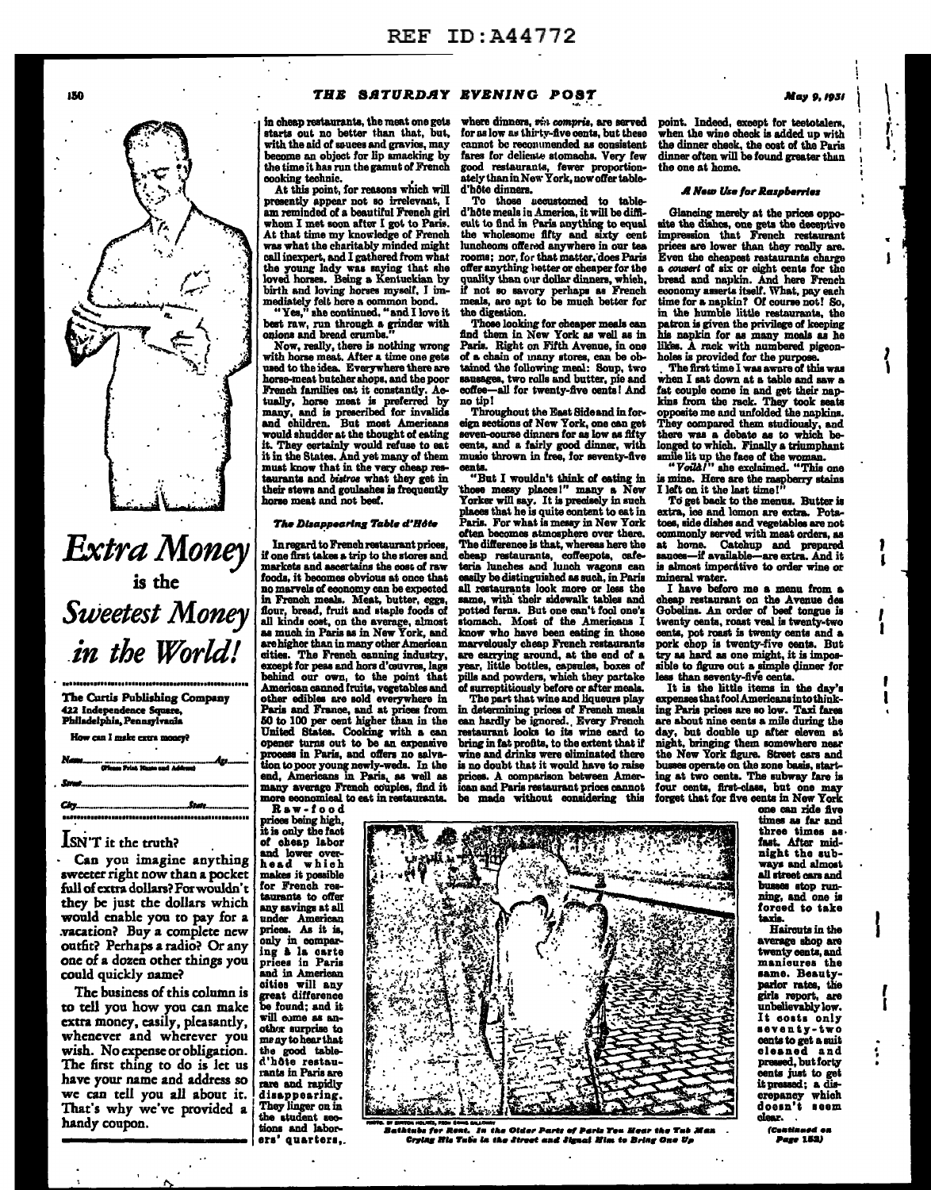REF ID:A44772

# *Extra Money* is the *Sweetest Money in the World!*

The Curtis Publishing Company
422 Independence Square,
Philadelphia, Pennsylvania

How can I make extra money?

Name............................................................Age..........
(Please Print Name and Address)

Street............................................................

City............................................................State..........

ISN'T it the truth?

Can you imagine anything sweeter right now than a pocket full of extra dollars? For wouldn't they be just the dollars which would enable you to pay for a vacation? Buy a complete new outfit? Perhaps a radio? Or any one of a dozen other things you could quickly name?

The business of this column is to tell you how you can make extra money, easily, pleasantly, whenever and wherever you wish. No expense or obligation. The first thing to do is let us have your name and address so we can tell you all about it. That's why we've provided a handy coupon.

---

in cheap restaurants, the meat one gets starts out no better than that, but, with the aid of sauces and gravies, may become an object for lip smacking by the time it has run the gamut of French cooking technic.

At this point, for reasons which will presently appear not so irrelevant, I am reminded of a beautiful French girl whom I met soon after I got to Paris. At that time my knowledge of French was what the charitably minded might call inexpert, and I gathered from what the young lady was saying that she loved horses. Being a Kentuckian by birth and loving horses myself, I immediately felt here a common bond.

"Yes," she continued, "and I love it best raw, run through a grinder with onions and bread crumbs."

Now, really, there is nothing wrong with horse meat. After a time one gets used to the idea. Everywhere there are horse-meat butcher shops, and the poor French families eat it constantly. Actually, horse meat is preferred by many, and is prescribed for invalids and children. But most Americans would shudder at the thought of eating it. They certainly would refuse to eat it in the States. And yet many of them must know that in the very cheap restaurants and *bistros* what they get in their stews and goulashes is frequently horse meat and not beef.

### *The Disappearing Table d'Hôte*

In regard to French restaurant prices, if one first takes a trip to the stores and markets and ascertains the cost of raw foods, it becomes obvious at once that no marvels of economy can be expected in French meals. Meat, butter, eggs, flour, bread, fruit and staple foods of all kinds cost, on the average, almost as much in Paris as in New York, and are higher than in many other American cities. The French canning industry, except for peas and hors d'œuvres, lags behind our own, to the point that American canned fruits, vegetables and other edibles are sold everywhere in Paris and France, and at prices from 50 to 100 per cent higher than in the United States. Cooking with a can opener turns out to be an expensive process in Paris, and offers no salvation to poor young newly-weds. In the end, Americans in Paris, as well as many average French couples, find it more economical to eat in restaurants.

Raw-food prices being high, it is only the fact of cheap labor and lower overhead which makes it possible for French restaurants to offer any savings at all under American prices. As it is, only in comparing à la carte prices in Paris and in American cities will any great difference be found; and it will come as another surprise to many to hear that the good table-d'hôte restaurants in Paris are rare and rapidly disappearing. They linger on in the student sections and laborers' quarters, where dinners, *vin compris*, are served for as low as thirty-five cents, but these cannot be recommended as consistent fares for delicate stomachs. Very few good restaurants, fewer proportionately than in New York, now offer table-d'hôte dinners.

To those accustomed to table-d'hôte meals in America, it will be difficult to find in Paris anything to equal the wholesome fifty and sixty cent luncheons offered anywhere in our tea rooms; nor, for that matter, does Paris offer anything better or cheaper for the quality than our dollar dinners, which, if not so savory perhaps as French meals, are apt to be much better for the digestion.

Those looking for cheaper meals can find them in New York as well as in Paris. Right on Fifth Avenue, in one of a chain of many stores, can be obtained the following meal: Soup, two sausages, two rolls and butter, pie and coffee—all for twenty-five cents! And no tip!

Throughout the East Side and in foreign sections of New York, one can get seven-course dinners for as low as fifty cents, and a fairly good dinner, with music thrown in free, for seventy-five cents.

"But I wouldn't think of eating in those messy places!" many a New Yorker will say. It is precisely in such places that he is quite content to eat in Paris. For what is messy in New York often becomes atmosphere over there. The difference is that, whereas here the cheap restaurants, coffeepots, cafeteria lunches and lunch wagons can easily be distinguished as such, in Paris all restaurants look more or less the same, with their sidewalk tables and potted ferns. But one can't fool one's stomach. Most of the Americans I know who have been eating in those marvelously cheap French restaurants are carrying around, at the end of a year, little bottles, capsules, boxes of pills and powders, which they partake of surreptitiously before or after meals.

The part that wine and liqueurs play in determining prices of French meals can hardly be ignored. Every French restaurant looks to its wine card to bring in fat profits, to the extent that if wine and drinks were eliminated there is no doubt that it would have to raise prices. A comparison between American and Paris restaurant prices cannot be made without considering this point. Indeed, except for teetotalers, when the wine check is added up with the dinner check, the cost of the Paris dinner often will be found greater than the one at home.

### *A New Use for Raspberries*

Glancing merely at the prices opposite the dishes, one gets the deceptive impression that French restaurant prices are lower than they really are. Even the cheapest restaurants charge a *couvert* of six or eight cents for the bread and napkin. And here French economy asserts itself. What, pay each time for a napkin? Of course not! So, in the humble little restaurants, the patron is given the privilege of keeping his napkin for as many meals as he likes. A rack with numbered pigeonholes is provided for the purpose.

The first time I was aware of this was when I sat down at a table and saw a fat couple come in and get their napkins from the rack. They took seats opposite me and unfolded the napkins. They compared them studiously, and there was a debate as to which belonged to which. Finally a triumphant smile lit up the face of the woman.

"*Voilà!*" she exclaimed. "This one is mine. Here are the raspberry stains I left on it the last time!"

To get back to the menus. Butter is extra, ice and lemon are extra. Potatoes, side dishes and vegetables are not commonly served with meat orders, as at home. Catchup and prepared sauces—if available—are extra. And it is almost imperative to order wine or mineral water.

I have before me a menu from a cheap restaurant on the Avenue des Gobelins. An order of beef tongue is twenty cents, roast veal is twenty-two cents, pot roast is twenty cents and a pork chop is twenty-five cents. But try as hard as one might, it is impossible to figure out a simple dinner for less than seventy-five cents.

It is the little items in the day's expenses that fool Americans into thinking Paris prices are so low. Taxi fares are about nine cents a mile during the day, but double up after eleven at night, bringing them somewhere near the New York figure. Street cars and busses operate on the zone basis, starting at two cents. The subway fare is four cents, first-class, but one may forget that for five cents in New York one can ride five times as far and three times as fast. After midnight the subways and almost all street cars and busses stop running, and one is forced to take taxis.

Haircuts in the average shop are twenty cents, and manicures the same. Beauty-parlor rates, the girls report, are unbelievably low. It costs only seventy-two cents to get a suit cleaned and pressed, but forty cents just to get it pressed; a discrepancy which doesn't seem clear.

*(Continued on Page 153)*

PHOTO. BY BURTON HOLMES, FROM EWING GALLOWAY
*Bathtubs for Rent. In the Older Parts of Paris You Hear the Tub Man Crying His Tubs in the Street and Signal Him to Bring One Up*